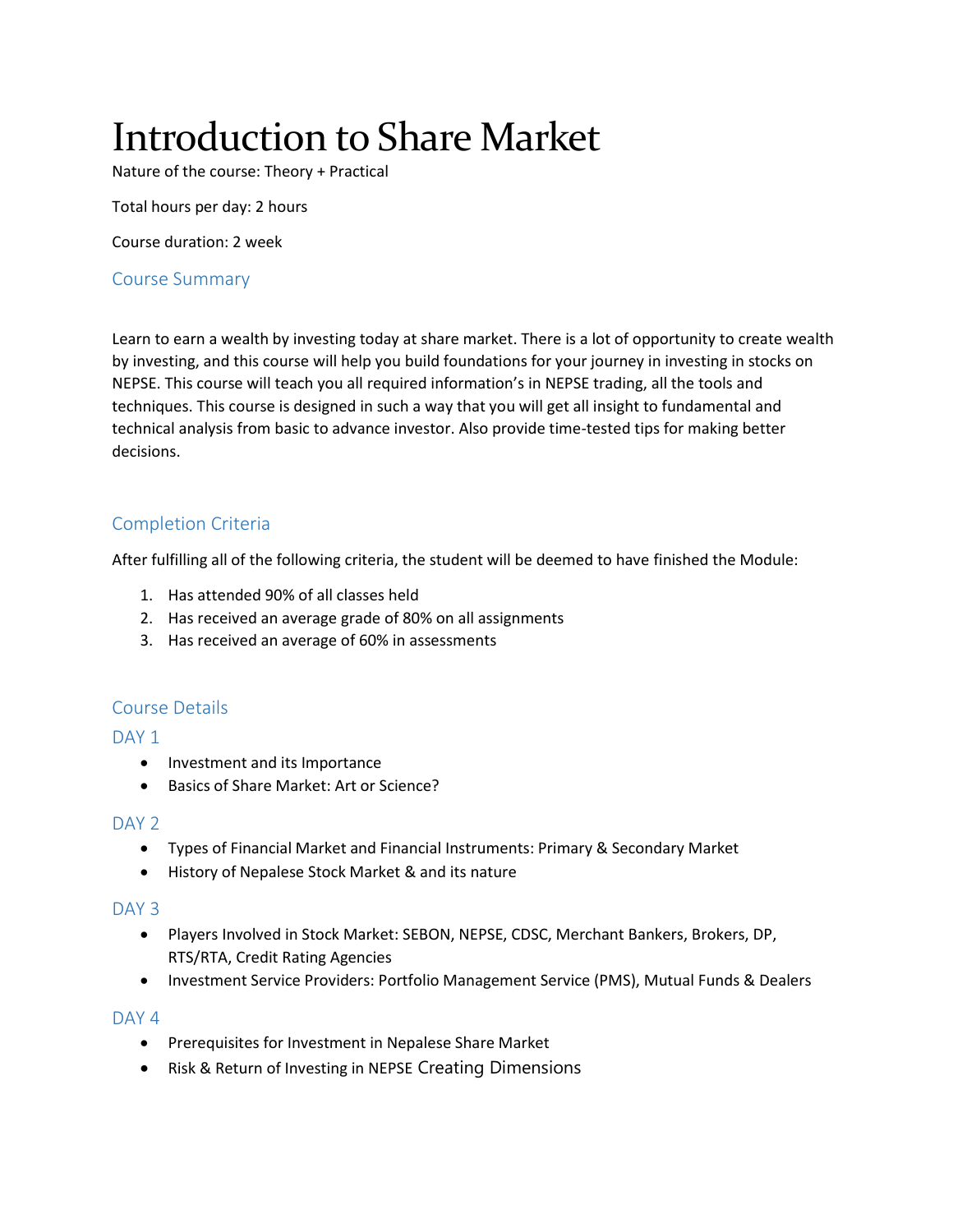# Introduction to Share Market

Nature of the course: Theory + Practical

Total hours per day: 2 hours

Course duration: 2 week

## Course Summary

Learn to earn a wealth by investing today at share market. There is a lot of opportunity to create wealth by investing, and this course will help you build foundations for your journey in investing in stocks on NEPSE. This course will teach you all required information's in NEPSE trading, all the tools and techniques. This course is designed in such a way that you will get all insight to fundamental and technical analysis from basic to advance investor. Also provide time-tested tips for making better decisions.

## Completion Criteria

After fulfilling all of the following criteria, the student will be deemed to have finished the Module:

1. Has attended 90% of all classes held
2. Has received an average grade of 80% on all assignments
3. Has received an average of 60% in assessments

## Course Details

### DAY 1

- Investment and its Importance
- Basics of Share Market: Art or Science?

### DAY 2

- Types of Financial Market and Financial Instruments: Primary & Secondary Market
- History of Nepalese Stock Market & and its nature

### DAY 3

- Players Involved in Stock Market: SEBON, NEPSE, CDSC, Merchant Bankers, Brokers, DP, RTS/RTA, Credit Rating Agencies
- Investment Service Providers: Portfolio Management Service (PMS), Mutual Funds & Dealers

### DAY 4

- Prerequisites for Investment in Nepalese Share Market
- Risk & Return of Investing in NEPSE Creating Dimensions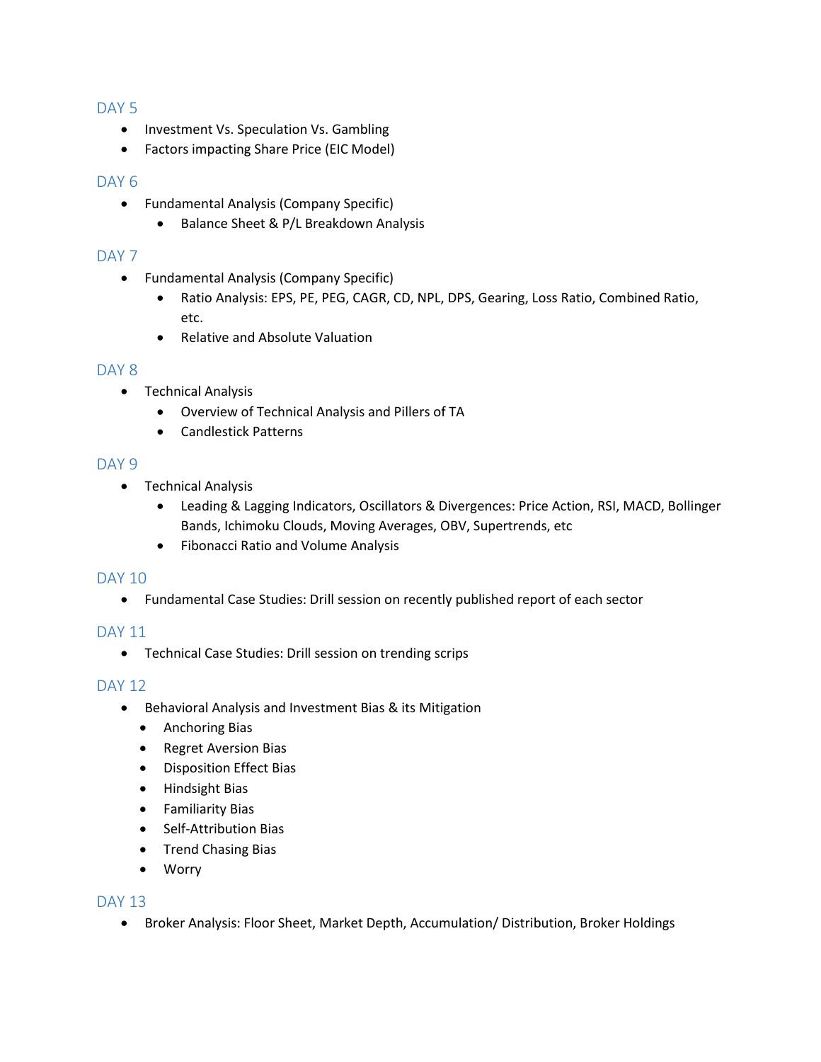## DAY 5

- Investment Vs. Speculation Vs. Gambling
- Factors impacting Share Price (EIC Model)

## DAY 6

- Fundamental Analysis (Company Specific)
  - Balance Sheet & P/L Breakdown Analysis

## DAY 7

- Fundamental Analysis (Company Specific)
  - Ratio Analysis: EPS, PE, PEG, CAGR, CD, NPL, DPS, Gearing, Loss Ratio, Combined Ratio, etc.
  - Relative and Absolute Valuation

## DAY 8

- Technical Analysis
  - Overview of Technical Analysis and Pillers of TA
  - Candlestick Patterns

## DAY 9

- Technical Analysis
  - Leading & Lagging Indicators, Oscillators & Divergences: Price Action, RSI, MACD, Bollinger Bands, Ichimoku Clouds, Moving Averages, OBV, Supertrends, etc
  - Fibonacci Ratio and Volume Analysis

## DAY 10

- Fundamental Case Studies: Drill session on recently published report of each sector

## DAY 11

- Technical Case Studies: Drill session on trending scrips

## DAY 12

- Behavioral Analysis and Investment Bias & its Mitigation
  - Anchoring Bias
  - Regret Aversion Bias
  - Disposition Effect Bias
  - Hindsight Bias
  - Familiarity Bias
  - Self-Attribution Bias
  - Trend Chasing Bias
  - Worry

## DAY 13

- Broker Analysis: Floor Sheet, Market Depth, Accumulation/ Distribution, Broker Holdings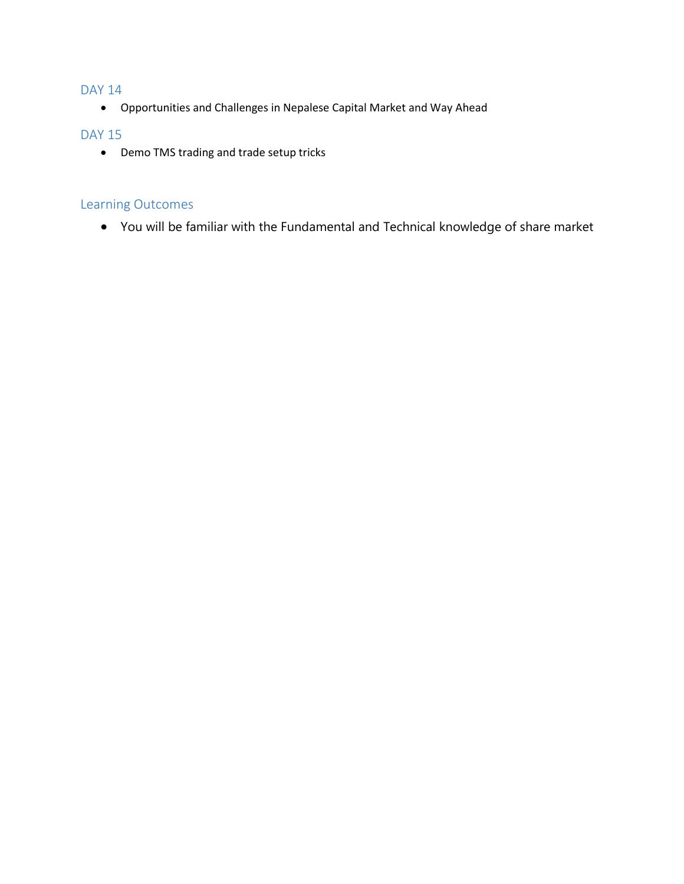## DAY 14

- Opportunities and Challenges in Nepalese Capital Market and Way Ahead

## DAY 15

- Demo TMS trading and trade setup tricks

## Learning Outcomes

- You will be familiar with the Fundamental and Technical knowledge of share market